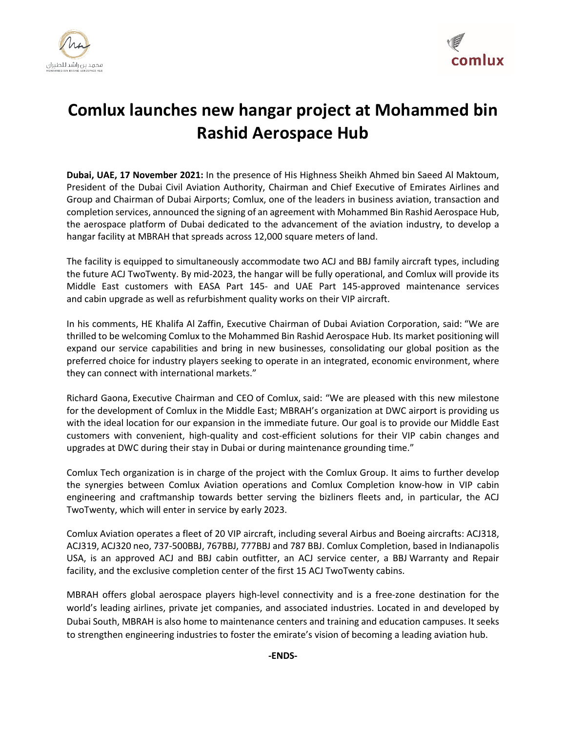# Comlux launches new hangar project at Mohammed bin Rashid Aerospace Hub

**Dubai, UAE, 17 November 2021:** In the presence of His Highness Sheikh Ahmed bin Saeed Al Maktoum, President of the Dubai Civil Aviation Authority, Chairman and Chief Executive of Emirates Airlines and Group and Chairman of Dubai Airports; Comlux, one of the leaders in business aviation, transaction and completion services, announced the signing of an agreement with Mohammed Bin Rashid Aerospace Hub, the aerospace platform of Dubai dedicated to the advancement of the aviation industry, to develop a hangar facility at MBRAH that spreads across 12,000 square meters of land.

The facility is equipped to simultaneously accommodate two ACJ and BBJ family aircraft types, including the future ACJ TwoTwenty. By mid-2023, the hangar will be fully operational, and Comlux will provide its Middle East customers with EASA Part 145- and UAE Part 145-approved maintenance services and cabin upgrade as well as refurbishment quality works on their VIP aircraft.

In his comments, HE Khalifa Al Zaffin, Executive Chairman of Dubai Aviation Corporation, said: "We are thrilled to be welcoming Comlux to the Mohammed Bin Rashid Aerospace Hub. Its market positioning will expand our service capabilities and bring in new businesses, consolidating our global position as the preferred choice for industry players seeking to operate in an integrated, economic environment, where they can connect with international markets."

Richard Gaona, Executive Chairman and CEO of Comlux, said: "We are pleased with this new milestone for the development of Comlux in the Middle East; MBRAH's organization at DWC airport is providing us with the ideal location for our expansion in the immediate future. Our goal is to provide our Middle East customers with convenient, high-quality and cost-efficient solutions for their VIP cabin changes and upgrades at DWC during their stay in Dubai or during maintenance grounding time."

Comlux Tech organization is in charge of the project with the Comlux Group. It aims to further develop the synergies between Comlux Aviation operations and Comlux Completion know-how in VIP cabin engineering and craftmanship towards better serving the bizliners fleets and, in particular, the ACJ TwoTwenty, which will enter in service by early 2023.

Comlux Aviation operates a fleet of 20 VIP aircraft, including several Airbus and Boeing aircrafts: ACJ318, ACJ319, ACJ320 neo, 737-500BBJ, 767BBJ, 777BBJ and 787 BBJ. Comlux Completion, based in Indianapolis USA, is an approved ACJ and BBJ cabin outfitter, an ACJ service center, a BBJ Warranty and Repair facility, and the exclusive completion center of the first 15 ACJ TwoTwenty cabins.

MBRAH offers global aerospace players high-level connectivity and is a free-zone destination for the world's leading airlines, private jet companies, and associated industries. Located in and developed by Dubai South, MBRAH is also home to maintenance centers and training and education campuses. It seeks to strengthen engineering industries to foster the emirate's vision of becoming a leading aviation hub.

**-ENDS-**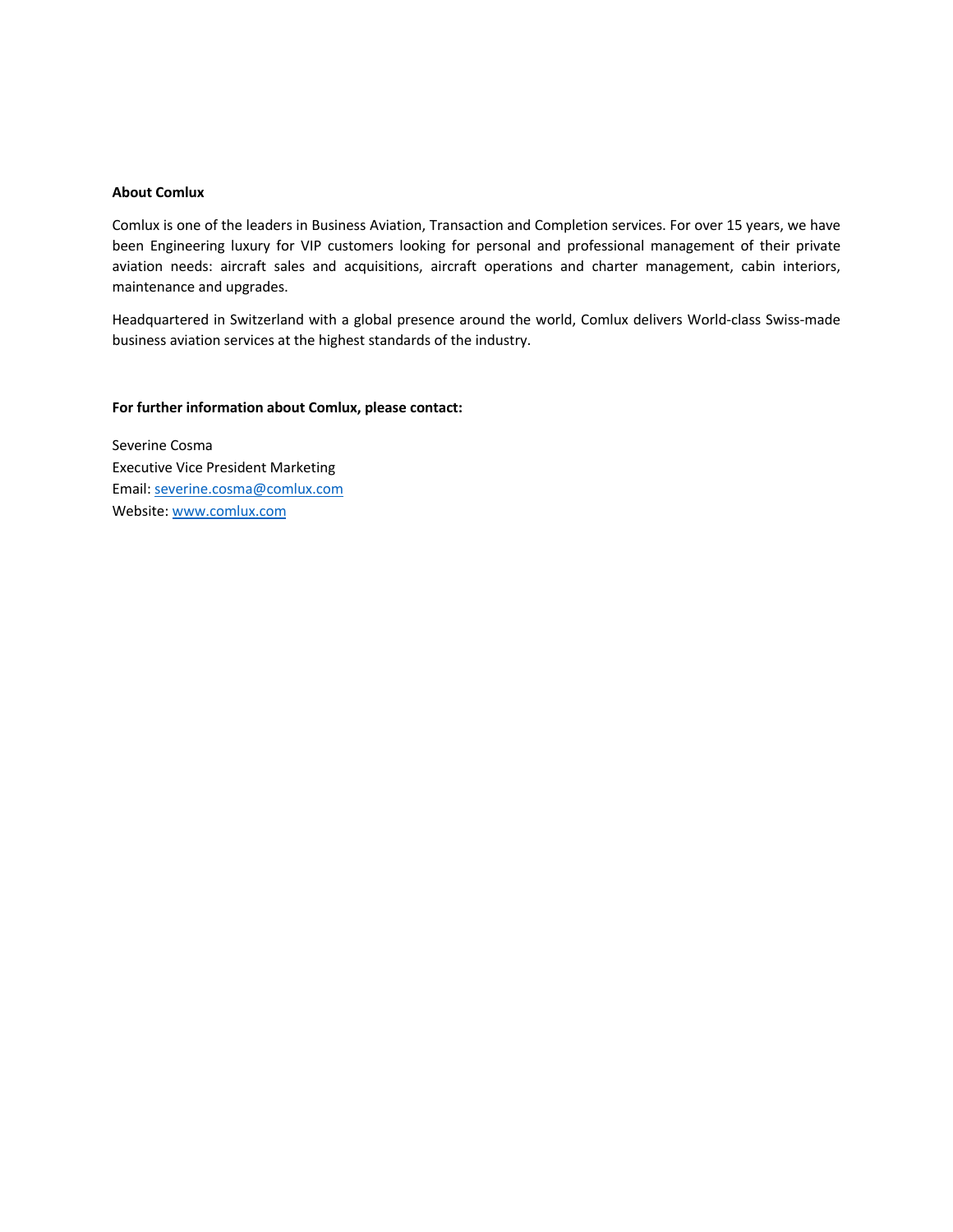**About Comlux**

Comlux is one of the leaders in Business Aviation, Transaction and Completion services. For over 15 years, we have been Engineering luxury for VIP customers looking for personal and professional management of their private aviation needs: aircraft sales and acquisitions, aircraft operations and charter management, cabin interiors, maintenance and upgrades.

Headquartered in Switzerland with a global presence around the world, Comlux delivers World-class Swiss-made business aviation services at the highest standards of the industry.

**For further information about Comlux, please contact:**

Severine Cosma
Executive Vice President Marketing
Email: severine.cosma@comlux.com
Website: www.comlux.com